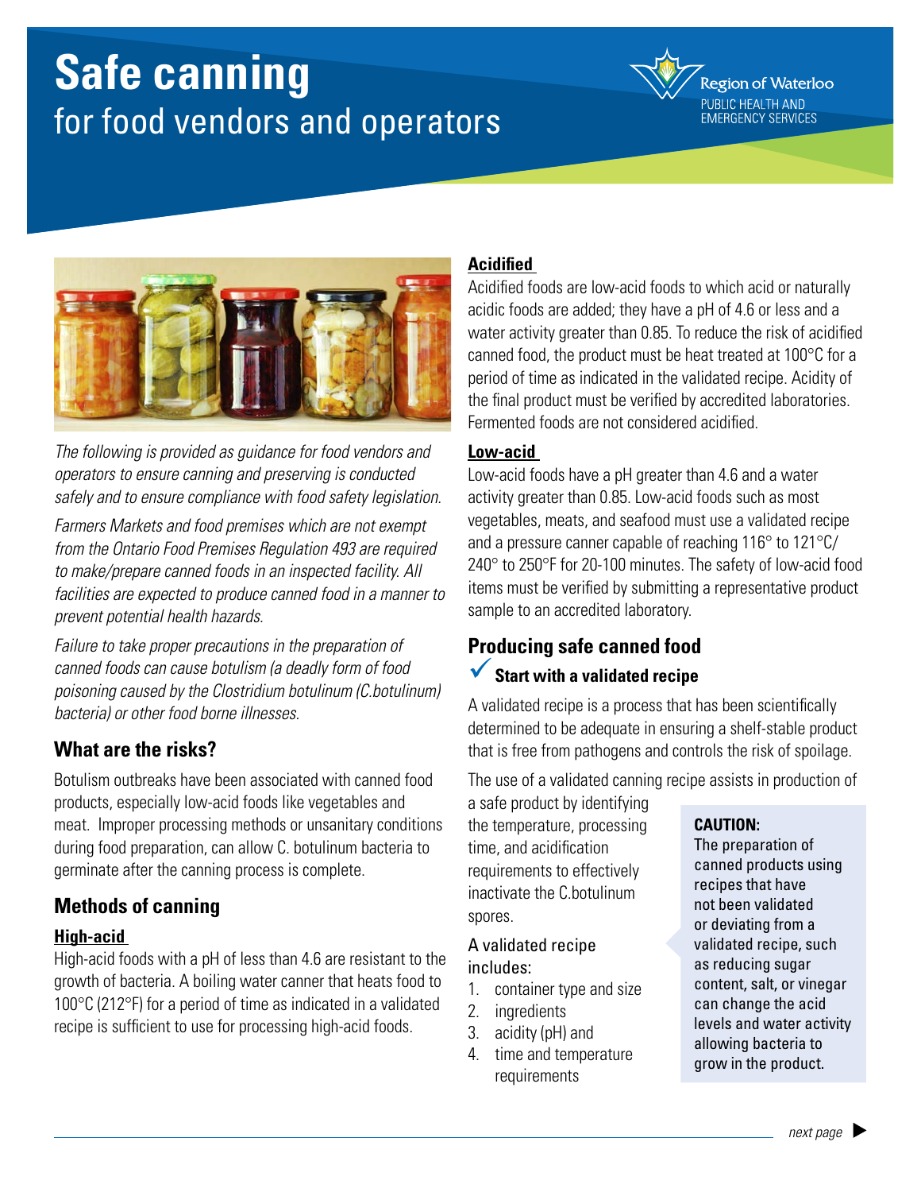# Safe canning
## for food vendors and operators

Region of Waterloo
PUBLIC HEALTH AND EMERGENCY SERVICES

*The following is provided as guidance for food vendors and operators to ensure canning and preserving is conducted safely and to ensure compliance with food safety legislation.*

*Farmers Markets and food premises which are not exempt from the Ontario Food Premises Regulation 493 are required to make/prepare canned foods in an inspected facility. All facilities are expected to produce canned food in a manner to prevent potential health hazards.*

*Failure to take proper precautions in the preparation of canned foods can cause botulism (a deadly form of food poisoning caused by the Clostridium botulinum (C.botulinum) bacteria) or other food borne illnesses.*

## What are the risks?

Botulism outbreaks have been associated with canned food products, especially low-acid foods like vegetables and meat. Improper processing methods or unsanitary conditions during food preparation, can allow C. botulinum bacteria to germinate after the canning process is complete.

## Methods of canning

### High-acid

High-acid foods with a pH of less than 4.6 are resistant to the growth of bacteria. A boiling water canner that heats food to 100°C (212°F) for a period of time as indicated in a validated recipe is sufficient to use for processing high-acid foods.

### Acidified

Acidified foods are low-acid foods to which acid or naturally acidic foods are added; they have a pH of 4.6 or less and a water activity greater than 0.85. To reduce the risk of acidified canned food, the product must be heat treated at 100°C for a period of time as indicated in the validated recipe. Acidity of the final product must be verified by accredited laboratories. Fermented foods are not considered acidified.

### Low-acid

Low-acid foods have a pH greater than 4.6 and a water activity greater than 0.85. Low-acid foods such as most vegetables, meats, and seafood must use a validated recipe and a pressure canner capable of reaching 116° to 121°C/ 240° to 250°F for 20-100 minutes. The safety of low-acid food items must be verified by submitting a representative product sample to an accredited laboratory.

## Producing safe canned food

### ✓ Start with a validated recipe

A validated recipe is a process that has been scientifically determined to be adequate in ensuring a shelf-stable product that is free from pathogens and controls the risk of spoilage.

The use of a validated canning recipe assists in production of a safe product by identifying the temperature, processing time, and acidification requirements to effectively inactivate the C.botulinum spores.

A validated recipe includes:

1. container type and size
2. ingredients
3. acidity (pH) and
4. time and temperature requirements

**CAUTION:**
The preparation of canned products using recipes that have not been validated or deviating from a validated recipe, such as reducing sugar content, salt, or vinegar can change the acid levels and water activity allowing bacteria to grow in the product.

*next page* ▶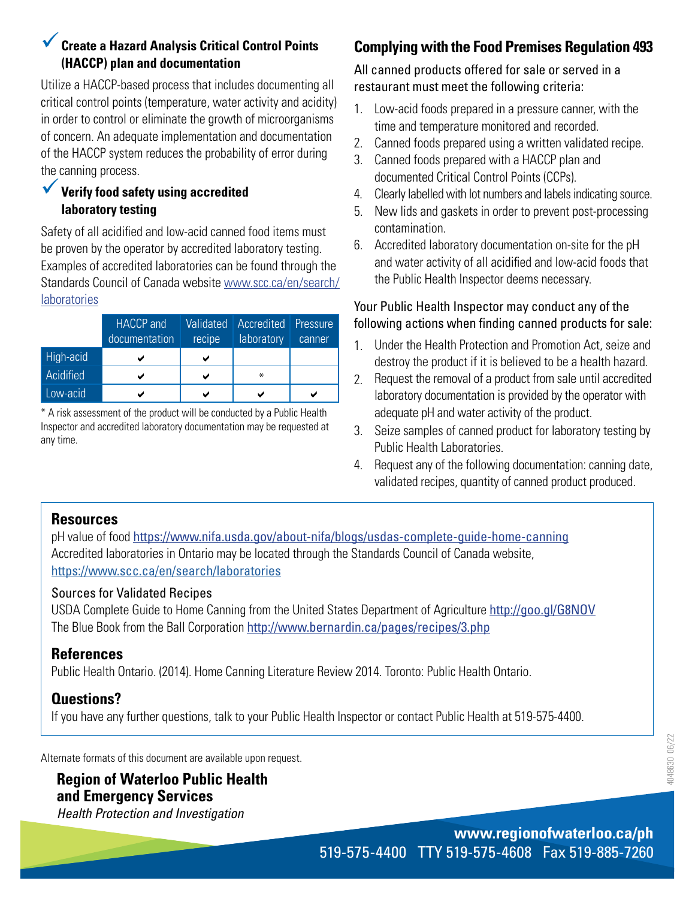### ✓ Create a Hazard Analysis Critical Control Points (HACCP) plan and documentation

Utilize a HACCP-based process that includes documenting all critical control points (temperature, water activity and acidity) in order to control or eliminate the growth of microorganisms of concern. An adequate implementation and documentation of the HACCP system reduces the probability of error during the canning process.

### ✓ Verify food safety using accredited laboratory testing

Safety of all acidified and low-acid canned food items must be proven by the operator by accredited laboratory testing. Examples of accredited laboratories can be found through the Standards Council of Canada website www.scc.ca/en/search/laboratories

| | HACCP and documentation | Validated recipe | Accredited laboratory | Pressure canner |
|---|---|---|---|---|
| High-acid | ✔ | ✔ | | |
| Acidified | ✔ | ✔ | * | |
| Low-acid | ✔ | ✔ | ✔ | ✔ |

* A risk assessment of the product will be conducted by a Public Health Inspector and accredited laboratory documentation may be requested at any time.

## Complying with the Food Premises Regulation 493

All canned products offered for sale or served in a restaurant must meet the following criteria:

1. Low-acid foods prepared in a pressure canner, with the time and temperature monitored and recorded.
2. Canned foods prepared using a written validated recipe.
3. Canned foods prepared with a HACCP plan and documented Critical Control Points (CCPs).
4. Clearly labelled with lot numbers and labels indicating source.
5. New lids and gaskets in order to prevent post-processing contamination.
6. Accredited laboratory documentation on-site for the pH and water activity of all acidified and low-acid foods that the Public Health Inspector deems necessary.

Your Public Health Inspector may conduct any of the following actions when finding canned products for sale:

1. Under the Health Protection and Promotion Act, seize and destroy the product if it is believed to be a health hazard.
2. Request the removal of a product from sale until accredited laboratory documentation is provided by the operator with adequate pH and water activity of the product.
3. Seize samples of canned product for laboratory testing by Public Health Laboratories.
4. Request any of the following documentation: canning date, validated recipes, quantity of canned product produced.

## Resources

pH value of food https://www.nifa.usda.gov/about-nifa/blogs/usdas-complete-guide-home-canning
Accredited laboratories in Ontario may be located through the Standards Council of Canada website, https://www.scc.ca/en/search/laboratories

Sources for Validated Recipes
USDA Complete Guide to Home Canning from the United States Department of Agriculture http://goo.gl/G8NOV
The Blue Book from the Ball Corporation http://www.bernardin.ca/pages/recipes/3.php

## References

Public Health Ontario. (2014). Home Canning Literature Review 2014. Toronto: Public Health Ontario.

## Questions?

If you have any further questions, talk to your Public Health Inspector or contact Public Health at 519-575-4400.

Alternate formats of this document are available upon request.

**Region of Waterloo Public Health and Emergency Services**
*Health Protection and Investigation*

**www.regionofwaterloo.ca/ph**
519-575-4400 TTY 519-575-4608 Fax 519-885-7260

4048630 06/22